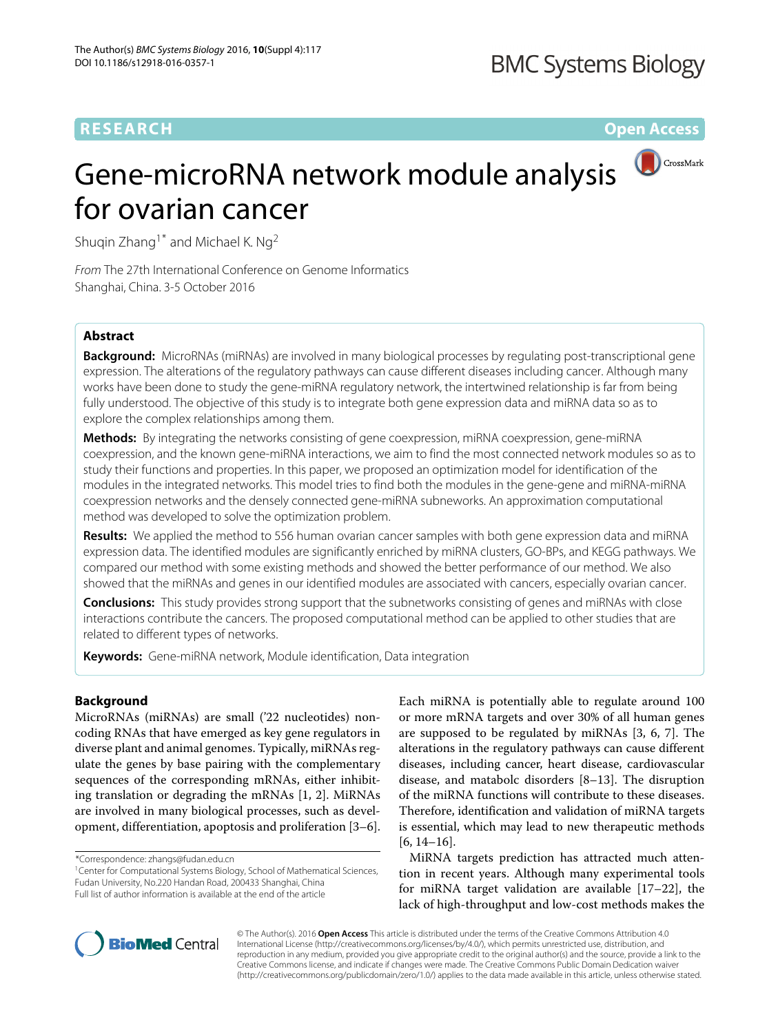RESEARCH Open Access

# Gene-microRNA network module analysis for ovarian cancer

Shuqin Zhang[1*] and Michael K. Ng[2]

*From* The 27th International Conference on Genome Informatics
Shanghai, China. 3-5 October 2016

## Abstract

**Background:** MicroRNAs (miRNAs) are involved in many biological processes by regulating post-transcriptional gene expression. The alterations of the regulatory pathways can cause different diseases including cancer. Although many works have been done to study the gene-miRNA regulatory network, the intertwined relationship is far from being fully understood. The objective of this study is to integrate both gene expression data and miRNA data so as to explore the complex relationships among them.

**Methods:** By integrating the networks consisting of gene coexpression, miRNA coexpression, gene-miRNA coexpression, and the known gene-miRNA interactions, we aim to find the most connected network modules so as to study their functions and properties. In this paper, we proposed an optimization model for identification of the modules in the integrated networks. This model tries to find both the modules in the gene-gene and miRNA-miRNA coexpression networks and the densely connected gene-miRNA subneworks. An approximation computational method was developed to solve the optimization problem.

**Results:** We applied the method to 556 human ovarian cancer samples with both gene expression data and miRNA expression data. The identified modules are significantly enriched by miRNA clusters, GO-BPs, and KEGG pathways. We compared our method with some existing methods and showed the better performance of our method. We also showed that the miRNAs and genes in our identified modules are associated with cancers, especially ovarian cancer.

**Conclusions:** This study provides strong support that the subnetworks consisting of genes and miRNAs with close interactions contribute the cancers. The proposed computational method can be applied to other studies that are related to different types of networks.

**Keywords:** Gene-miRNA network, Module identification, Data integration

## Background

MicroRNAs (miRNAs) are small ('22 nucleotides) non-coding RNAs that have emerged as key gene regulators in diverse plant and animal genomes. Typically, miRNAs regulate the genes by base pairing with the complementary sequences of the corresponding mRNAs, either inhibiting translation or degrading the mRNAs [1, 2]. MiRNAs are involved in many biological processes, such as development, differentiation, apoptosis and proliferation [3–6]. Each miRNA is potentially able to regulate around 100 or more mRNA targets and over 30% of all human genes are supposed to be regulated by miRNAs [3, 6, 7]. The alterations in the regulatory pathways can cause different diseases, including cancer, heart disease, cardiovascular disease, and matabolc disorders [8–13]. The disruption of the miRNA functions will contribute to these diseases. Therefore, identification and validation of miRNA targets is essential, which may lead to new therapeutic methods [6, 14–16].

MiRNA targets prediction has attracted much attention in recent years. Although many experimental tools for miRNA target validation are available [17–22], the lack of high-throughput and low-cost methods makes the

*Correspondence: zhangs@fudan.edu.cn
[1]Center for Computational Systems Biology, School of Mathematical Sciences, Fudan University, No.220 Handan Road, 200433 Shanghai, China
Full list of author information is available at the end of the article

© The Author(s). 2016 **Open Access** This article is distributed under the terms of the Creative Commons Attribution 4.0 International License (http://creativecommons.org/licenses/by/4.0/), which permits unrestricted use, distribution, and reproduction in any medium, provided you give appropriate credit to the original author(s) and the source, provide a link to the Creative Commons license, and indicate if changes were made. The Creative Commons Public Domain Dedication waiver (http://creativecommons.org/publicdomain/zero/1.0/) applies to the data made available in this article, unless otherwise stated.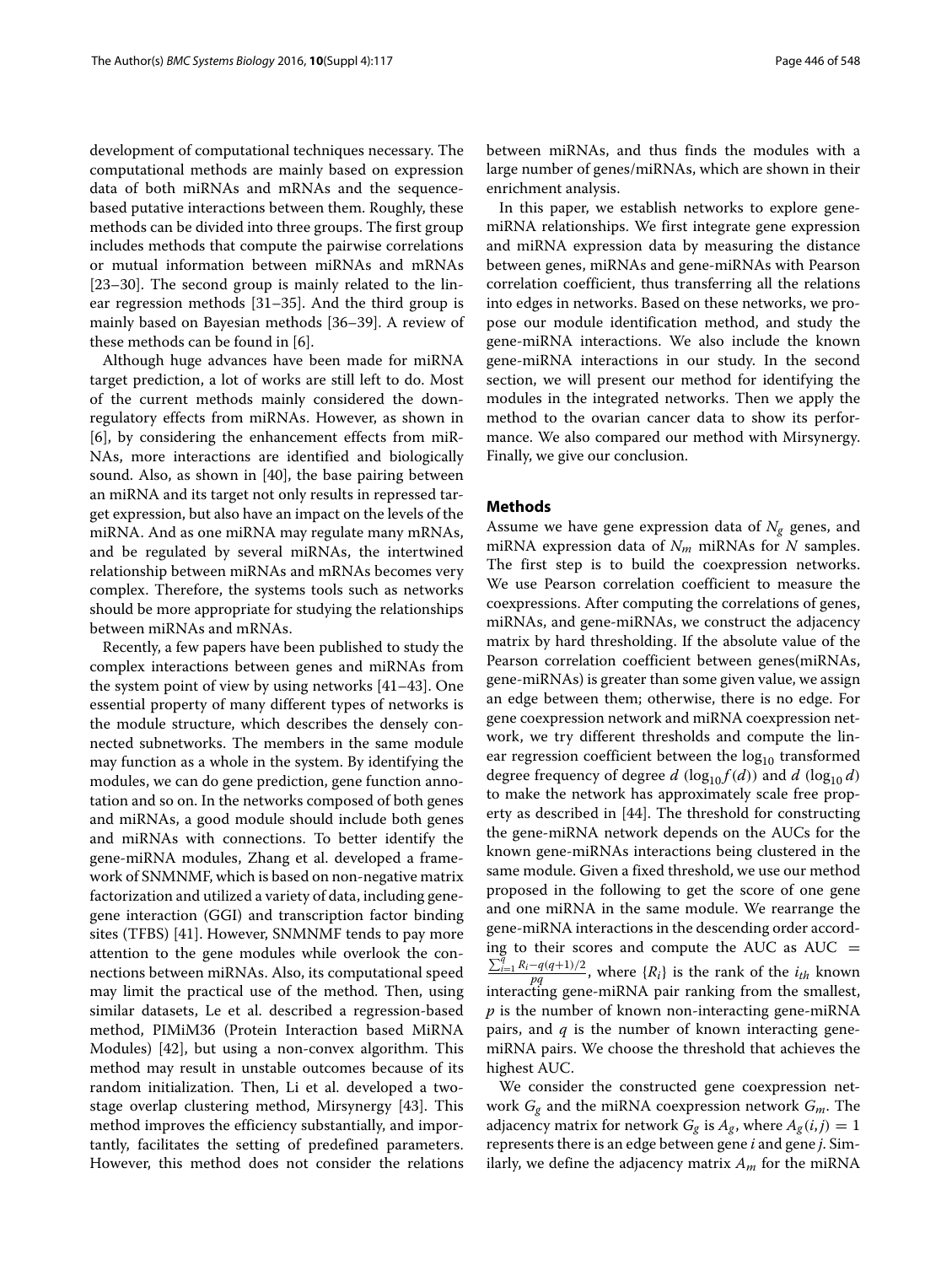development of computational techniques necessary. The computational methods are mainly based on expression data of both miRNAs and mRNAs and the sequence-based putative interactions between them. Roughly, these methods can be divided into three groups. The first group includes methods that compute the pairwise correlations or mutual information between miRNAs and mRNAs [23–30]. The second group is mainly related to the linear regression methods [31–35]. And the third group is mainly based on Bayesian methods [36–39]. A review of these methods can be found in [6].

Although huge advances have been made for miRNA target prediction, a lot of works are still left to do. Most of the current methods mainly considered the down-regulatory effects from miRNAs. However, as shown in [6], by considering the enhancement effects from miRNAs, more interactions are identified and biologically sound. Also, as shown in [40], the base pairing between an miRNA and its target not only results in repressed target expression, but also have an impact on the levels of the miRNA. And as one miRNA may regulate many mRNAs, and be regulated by several miRNAs, the intertwined relationship between miRNAs and mRNAs becomes very complex. Therefore, the systems tools such as networks should be more appropriate for studying the relationships between miRNAs and mRNAs.

Recently, a few papers have been published to study the complex interactions between genes and miRNAs from the system point of view by using networks [41–43]. One essential property of many different types of networks is the module structure, which describes the densely connected subnetworks. The members in the same module may function as a whole in the system. By identifying the modules, we can do gene prediction, gene function annotation and so on. In the networks composed of both genes and miRNAs, a good module should include both genes and miRNAs with connections. To better identify the gene-miRNA modules, Zhang et al. developed a framework of SNMNMF, which is based on non-negative matrix factorization and utilized a variety of data, including gene-gene interaction (GGI) and transcription factor binding sites (TFBS) [41]. However, SNMNMF tends to pay more attention to the gene modules while overlook the connections between miRNAs. Also, its computational speed may limit the practical use of the method. Then, using similar datasets, Le et al. described a regression-based method, PIMiM36 (Protein Interaction based MiRNA Modules) [42], but using a non-convex algorithm. This method may result in unstable outcomes because of its random initialization. Then, Li et al. developed a two-stage overlap clustering method, Mirsynergy [43]. This method improves the efficiency substantially, and importantly, facilitates the setting of predefined parameters. However, this method does not consider the relations between miRNAs, and thus finds the modules with a large number of genes/miRNAs, which are shown in their enrichment analysis.

In this paper, we establish networks to explore gene-miRNA relationships. We first integrate gene expression and miRNA expression data by measuring the distance between genes, miRNAs and gene-miRNAs with Pearson correlation coefficient, thus transferring all the relations into edges in networks. Based on these networks, we propose our module identification method, and study the gene-miRNA interactions. We also include the known gene-miRNA interactions in our study. In the second section, we will present our method for identifying the modules in the integrated networks. Then we apply the method to the ovarian cancer data to show its performance. We also compared our method with Mirsynergy. Finally, we give our conclusion.

## Methods

Assume we have gene expression data of $N_g$ genes, and miRNA expression data of $N_m$ miRNAs for $N$ samples. The first step is to build the coexpression networks. We use Pearson correlation coefficient to measure the coexpressions. After computing the correlations of genes, miRNAs, and gene-miRNAs, we construct the adjacency matrix by hard thresholding. If the absolute value of the Pearson correlation coefficient between genes(miRNAs, gene-miRNAs) is greater than some given value, we assign an edge between them; otherwise, there is no edge. For gene coexpression network and miRNA coexpression network, we try different thresholds and compute the linear regression coefficient between the $\log_{10}$ transformed degree frequency of degree $d$ ($\log_{10} f(d)$) and $d$ ($\log_{10} d$) to make the network has approximately scale free property as described in [44]. The threshold for constructing the gene-miRNA network depends on the AUCs for the known gene-miRNAs interactions being clustered in the same module. Given a fixed threshold, we use our method proposed in the following to get the score of one gene and one miRNA in the same module. We rearrange the gene-miRNA interactions in the descending order according to their scores and compute the AUC as $\text{AUC} = \frac{\sum_{i=1}^{q} R_i - q(q+1)/2}{pq}$, where $\{R_i\}$ is the rank of the $i_{th}$ known interacting gene-miRNA pair ranking from the smallest, $p$ is the number of known non-interacting gene-miRNA pairs, and $q$ is the number of known interacting gene-miRNA pairs. We choose the threshold that achieves the highest AUC.

We consider the constructed gene coexpression network $G_g$ and the miRNA coexpression network $G_m$. The adjacency matrix for network $G_g$ is $A_g$, where $A_g(i,j) = 1$ represents there is an edge between gene $i$ and gene $j$. Similarly, we define the adjacency matrix $A_m$ for the miRNA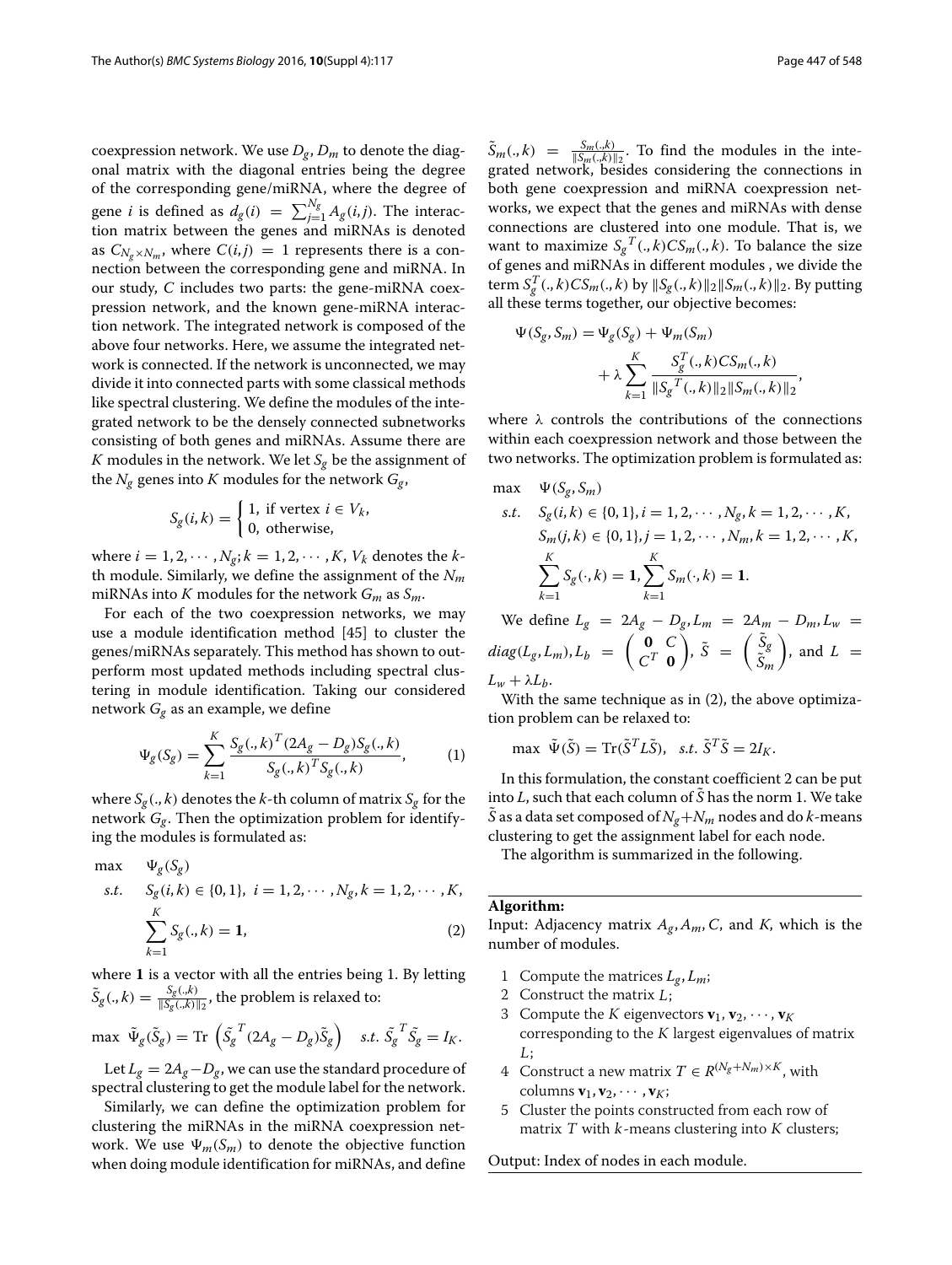coexpression network. We use $D_g, D_m$ to denote the diagonal matrix with the diagonal entries being the degree of the corresponding gene/miRNA, where the degree of gene $i$ is defined as $d_g(i) = \sum_{j=1}^{N_g} A_g(i,j)$. The interaction matrix between the genes and miRNAs is denoted as $C_{N_g \times N_m}$, where $C(i,j) = 1$ represents there is a connection between the corresponding gene and miRNA. In our study, $C$ includes two parts: the gene-miRNA coexpression network, and the known gene-miRNA interaction network. The integrated network is composed of the above four networks. Here, we assume the integrated network is connected. If the network is unconnected, we may divide it into connected parts with some classical methods like spectral clustering. We define the modules of the integrated network to be the densely connected subnetworks consisting of both genes and miRNAs. Assume there are $K$ modules in the network. We let $S_g$ be the assignment of the $N_g$ genes into $K$ modules for the network $G_g$,

$$S_g(i,k) = \begin{cases} 1, & \text{if vertex } i \in V_k, \\ 0, & \text{otherwise,} \end{cases}$$

where $i = 1, 2, \cdots, N_g; k = 1, 2, \cdots, K$, $V_k$ denotes the $k$-th module. Similarly, we define the assignment of the $N_m$ miRNAs into $K$ modules for the network $G_m$ as $S_m$.

For each of the two coexpression networks, we may use a module identification method [45] to cluster the genes/miRNAs separately. This method has shown to outperform most updated methods including spectral clustering in module identification. Taking our considered network $G_g$ as an example, we define

$$\Psi_g(S_g) = \sum_{k=1}^{K} \frac{S_g(.,k)^T (2A_g - D_g) S_g(.,k)}{S_g(.,k)^T S_g(.,k)}, \tag{1}$$

where $S_g(.,k)$ denotes the $k$-th column of matrix $S_g$ for the network $G_g$. Then the optimization problem for identifying the modules is formulated as:

$$\begin{aligned} \max \quad & \Psi_g(S_g) \\ s.t. \quad & S_g(i,k) \in \{0,1\}, \ i = 1, 2, \cdots, N_g, k = 1, 2, \cdots, K, \\ & \sum_{k=1}^{K} S_g(.,k) = \mathbf{1}, \end{aligned} \tag{2}$$

where $\mathbf{1}$ is a vector with all the entries being 1. By letting $\tilde{S}_g(.,k) = \frac{S_g(.,k)}{\|S_g(.,k)\|_2}$, the problem is relaxed to:

$$\max \ \tilde{\Psi}_g(\tilde{S}_g) = \text{Tr}\left(\tilde{S_g}^T (2A_g - D_g) \tilde{S}_g\right) \quad s.t. \ \tilde{S_g}^T \tilde{S}_g = I_K.$$

Let $L_g = 2A_g - D_g$, we can use the standard procedure of spectral clustering to get the module label for the network.

Similarly, we can define the optimization problem for clustering the miRNAs in the miRNA coexpression network. We use $\Psi_m(S_m)$ to denote the objective function when doing module identification for miRNAs, and define $\tilde{S}_m(.,k) = \frac{S_m(.,k)}{\|S_m(.,k)\|_2}$. To find the modules in the integrated network, besides considering the connections in both gene coexpression and miRNA coexpression networks, we expect that the genes and miRNAs with dense connections are clustered into one module. That is, we want to maximize $S_g{}^T(.,k) C S_m(.,k)$. To balance the size of genes and miRNAs in different modules , we divide the term $S_g^T(.,k) C S_m(.,k)$ by $\|S_g(.,k)\|_2 \|S_m(.,k)\|_2$. By putting all these terms together, our objective becomes:

$$\Psi(S_g, S_m) = \Psi_g(S_g) + \Psi_m(S_m) + \lambda \sum_{k=1}^{K} \frac{S_g^T(.,k) C S_m(.,k)}{\|S_g{}^T(.,k)\|_2 \|S_m(.,k)\|_2},$$

where $\lambda$ controls the contributions of the connections within each coexpression network and those between the two networks. The optimization problem is formulated as:

$$\begin{aligned} \max \quad & \Psi(S_g, S_m) \\ s.t. \quad & S_g(i,k) \in \{0,1\}, i = 1, 2, \cdots, N_g, k = 1, 2, \cdots, K, \\ & S_m(j,k) \in \{0,1\}, j = 1, 2, \cdots, N_m, k = 1, 2, \cdots, K, \\ & \sum_{k=1}^{K} S_g(\cdot,k) = \mathbf{1}, \sum_{k=1}^{K} S_m(\cdot,k) = \mathbf{1}. \end{aligned}$$

We define $L_g = 2A_g - D_g, L_m = 2A_m - D_m, L_w = diag(L_g, L_m), L_b = \begin{pmatrix} \mathbf{0} & C \\ C^T & \mathbf{0} \end{pmatrix}$, $\tilde{S} = \begin{pmatrix} \tilde{S}_g \\ \tilde{S}_m \end{pmatrix}$, and $L = L_w + \lambda L_b$.

With the same technique as in (2), the above optimization problem can be relaxed to:

$$\max \ \tilde{\Psi}(\tilde{S}) = \text{Tr}(\tilde{S}^T L \tilde{S}), \quad s.t. \ \tilde{S}^T \tilde{S} = 2I_K.$$

In this formulation, the constant coefficient 2 can be put into $L$, such that each column of $\tilde{S}$ has the norm 1. We take $\tilde{S}$ as a data set composed of $N_g + N_m$ nodes and do $k$-means clustering to get the assignment label for each node.

The algorithm is summarized in the following.

---

**Algorithm:**

Input: Adjacency matrix $A_g, A_m, C$, and $K$, which is the number of modules.

1. Compute the matrices $L_g, L_m$;
2. Construct the matrix $L$;
3. Compute the $K$ eigenvectors $\mathbf{v}_1, \mathbf{v}_2, \cdots, \mathbf{v}_K$ corresponding to the $K$ largest eigenvalues of matrix $L$;
4. Construct a new matrix $T \in R^{(N_g+N_m)\times K}$, with columns $\mathbf{v}_1, \mathbf{v}_2, \cdots, \mathbf{v}_K$;
5. Cluster the points constructed from each row of matrix $T$ with $k$-means clustering into $K$ clusters;

Output: Index of nodes in each module.

---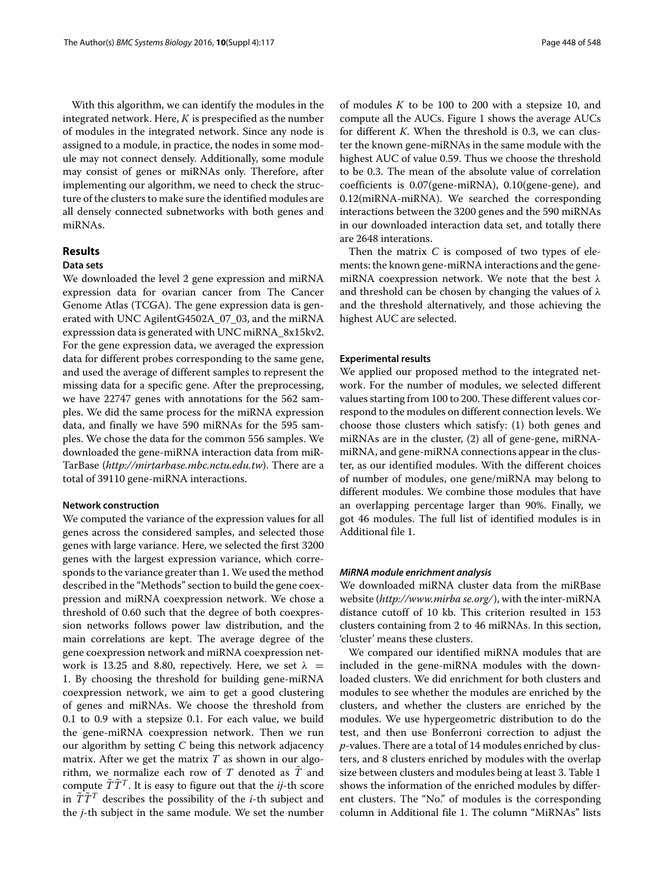With this algorithm, we can identify the modules in the integrated network. Here, $K$ is prespecified as the number of modules in the integrated network. Since any node is assigned to a module, in practice, the nodes in some module may not connect densely. Additionally, some module may consist of genes or miRNAs only. Therefore, after implementing our algorithm, we need to check the structure of the clusters to make sure the identified modules are all densely connected subnetworks with both genes and miRNAs.

## Results

### Data sets

We downloaded the level 2 gene expression and miRNA expression data for ovarian cancer from The Cancer Genome Atlas (TCGA). The gene expression data is generated with UNC AgilentG4502A_07_03, and the miRNA expresssion data is generated with UNC miRNA_8x15kv2. For the gene expression data, we averaged the expression data for different probes corresponding to the same gene, and used the average of different samples to represent the missing data for a specific gene. After the preprocessing, we have 22747 genes with annotations for the 562 samples. We did the same process for the miRNA expression data, and finally we have 590 miRNAs for the 595 samples. We chose the data for the common 556 samples. We downloaded the gene-miRNA interaction data from miRTarBase (*http://mirtarbase.mbc.nctu.edu.tw*). There are a total of 39110 gene-miRNA interactions.

### Network construction

We computed the variance of the expression values for all genes across the considered samples, and selected those genes with large variance. Here, we selected the first 3200 genes with the largest expression variance, which corresponds to the variance greater than 1. We used the method described in the "Methods" section to build the gene coexpression and miRNA coexpression network. We chose a threshold of 0.60 such that the degree of both coexpression networks follows power law distribution, and the main correlations are kept. The average degree of the gene coexpression network and miRNA coexpression network is 13.25 and 8.80, repectively. Here, we set $\lambda = 1$. By choosing the threshold for building gene-miRNA coexpression network, we aim to get a good clustering of genes and miRNAs. We choose the threshold from 0.1 to 0.9 with a stepsize 0.1. For each value, we build the gene-miRNA coexpression network. Then we run our algorithm by setting $C$ being this network adjacency matrix. After we get the matrix $T$ as shown in our algorithm, we normalize each row of $T$ denoted as $\tilde{T}$ and compute $\tilde{T}\tilde{T}^T$. It is easy to figure out that the $ij$-th score in $\tilde{T}\tilde{T}^T$ describes the possibility of the $i$-th subject and the $j$-th subject in the same module. We set the number of modules $K$ to be 100 to 200 with a stepsize 10, and compute all the AUCs. Figure 1 shows the average AUCs for different $K$. When the threshold is 0.3, we can cluster the known gene-miRNAs in the same module with the highest AUC of value 0.59. Thus we choose the threshold to be 0.3. The mean of the absolute value of correlation coefficients is 0.07(gene-miRNA), 0.10(gene-gene), and 0.12(miRNA-miRNA). We searched the corresponding interactions between the 3200 genes and the 590 miRNAs in our downloaded interaction data set, and totally there are 2648 interations.

Then the matrix $C$ is composed of two types of elements: the known gene-miRNA interactions and the gene-miRNA coexpression network. We note that the best $\lambda$ and threshold can be chosen by changing the values of $\lambda$ and the threshold alternatively, and those achieving the highest AUC are selected.

### Experimental results

We applied our proposed method to the integrated network. For the number of modules, we selected different values starting from 100 to 200. These different values correspond to the modules on different connection levels. We choose those clusters which satisfy: (1) both genes and miRNAs are in the cluster, (2) all of gene-gene, miRNA-miRNA, and gene-miRNA connections appear in the cluster, as our identified modules. With the different choices of number of modules, one gene/miRNA may belong to different modules. We combine those modules that have an overlapping percentage larger than 90%. Finally, we got 46 modules. The full list of identified modules is in Additional file 1.

#### *MiRNA module enrichment analysis*

We downloaded miRNA cluster data from the miRBase website (*http://www.mirba se.org/*), with the inter-miRNA distance cutoff of 10 kb. This criterion resulted in 153 clusters containing from 2 to 46 miRNAs. In this section, 'cluster' means these clusters.

We compared our identified miRNA modules that are included in the gene-miRNA modules with the downloaded clusters. We did enrichment for both clusters and modules to see whether the modules are enriched by the clusters, and whether the clusters are enriched by the modules. We use hypergeometric distribution to do the test, and then use Bonferroni correction to adjust the $p$-values. There are a total of 14 modules enriched by clusters, and 8 clusters enriched by modules with the overlap size between clusters and modules being at least 3. Table 1 shows the information of the enriched modules by different clusters. The "No." of modules is the corresponding column in Additional file 1. The column "MiRNAs" lists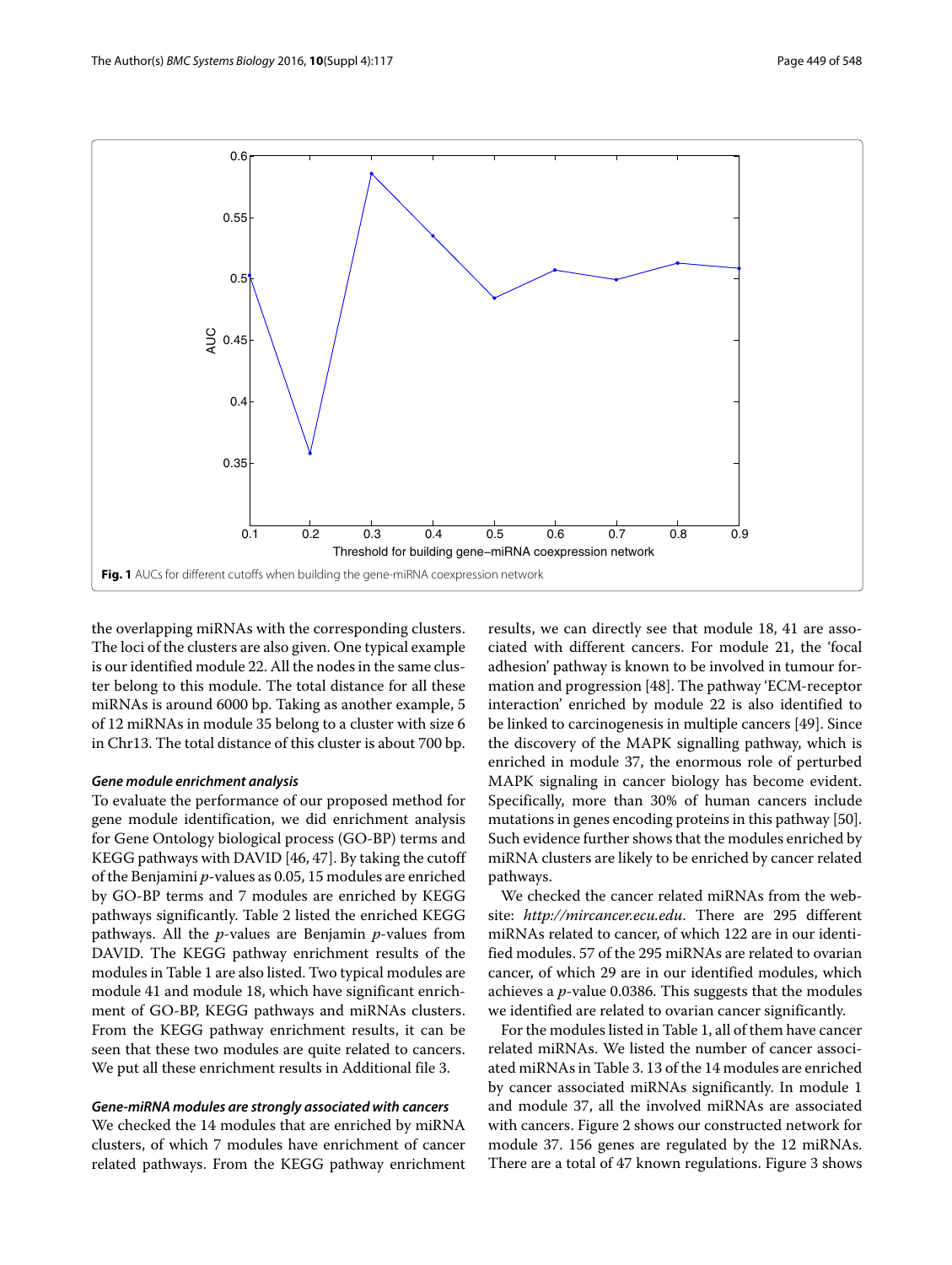Fig. 1 AUCs for different cutoffs when building the gene-miRNA coexpression network

the overlapping miRNAs with the corresponding clusters. The loci of the clusters are also given. One typical example is our identified module 22. All the nodes in the same cluster belong to this module. The total distance for all these miRNAs is around 6000 bp. Taking as another example, 5 of 12 miRNAs in module 35 belong to a cluster with size 6 in Chr13. The total distance of this cluster is about 700 bp.

#### *Gene module enrichment analysis*

To evaluate the performance of our proposed method for gene module identification, we did enrichment analysis for Gene Ontology biological process (GO-BP) terms and KEGG pathways with DAVID [46, 47]. By taking the cutoff of the Benjamini *p*-values as 0.05, 15 modules are enriched by GO-BP terms and 7 modules are enriched by KEGG pathways significantly. Table 2 listed the enriched KEGG pathways. All the *p*-values are Benjamin *p*-values from DAVID. The KEGG pathway enrichment results of the modules in Table 1 are also listed. Two typical modules are module 41 and module 18, which have significant enrichment of GO-BP, KEGG pathways and miRNAs clusters. From the KEGG pathway enrichment results, it can be seen that these two modules are quite related to cancers. We put all these enrichment results in Additional file 3.

#### *Gene-miRNA modules are strongly associated with cancers*

We checked the 14 modules that are enriched by miRNA clusters, of which 7 modules have enrichment of cancer related pathways. From the KEGG pathway enrichment results, we can directly see that module 18, 41 are associated with different cancers. For module 21, the 'focal adhesion' pathway is known to be involved in tumour formation and progression [48]. The pathway 'ECM-receptor interaction' enriched by module 22 is also identified to be linked to carcinogenesis in multiple cancers [49]. Since the discovery of the MAPK signalling pathway, which is enriched in module 37, the enormous role of perturbed MAPK signaling in cancer biology has become evident. Specifically, more than 30% of human cancers include mutations in genes encoding proteins in this pathway [50]. Such evidence further shows that the modules enriched by miRNA clusters are likely to be enriched by cancer related pathways.

We checked the cancer related miRNAs from the website: *http://mircancer.ecu.edu*. There are 295 different miRNAs related to cancer, of which 122 are in our identified modules. 57 of the 295 miRNAs are related to ovarian cancer, of which 29 are in our identified modules, which achieves a *p*-value 0.0386. This suggests that the modules we identified are related to ovarian cancer significantly.

For the modules listed in Table 1, all of them have cancer related miRNAs. We listed the number of cancer associated miRNAs in Table 3. 13 of the 14 modules are enriched by cancer associated miRNAs significantly. In module 1 and module 37, all the involved miRNAs are associated with cancers. Figure 2 shows our constructed network for module 37. 156 genes are regulated by the 12 miRNAs. There are a total of 47 known regulations. Figure 3 shows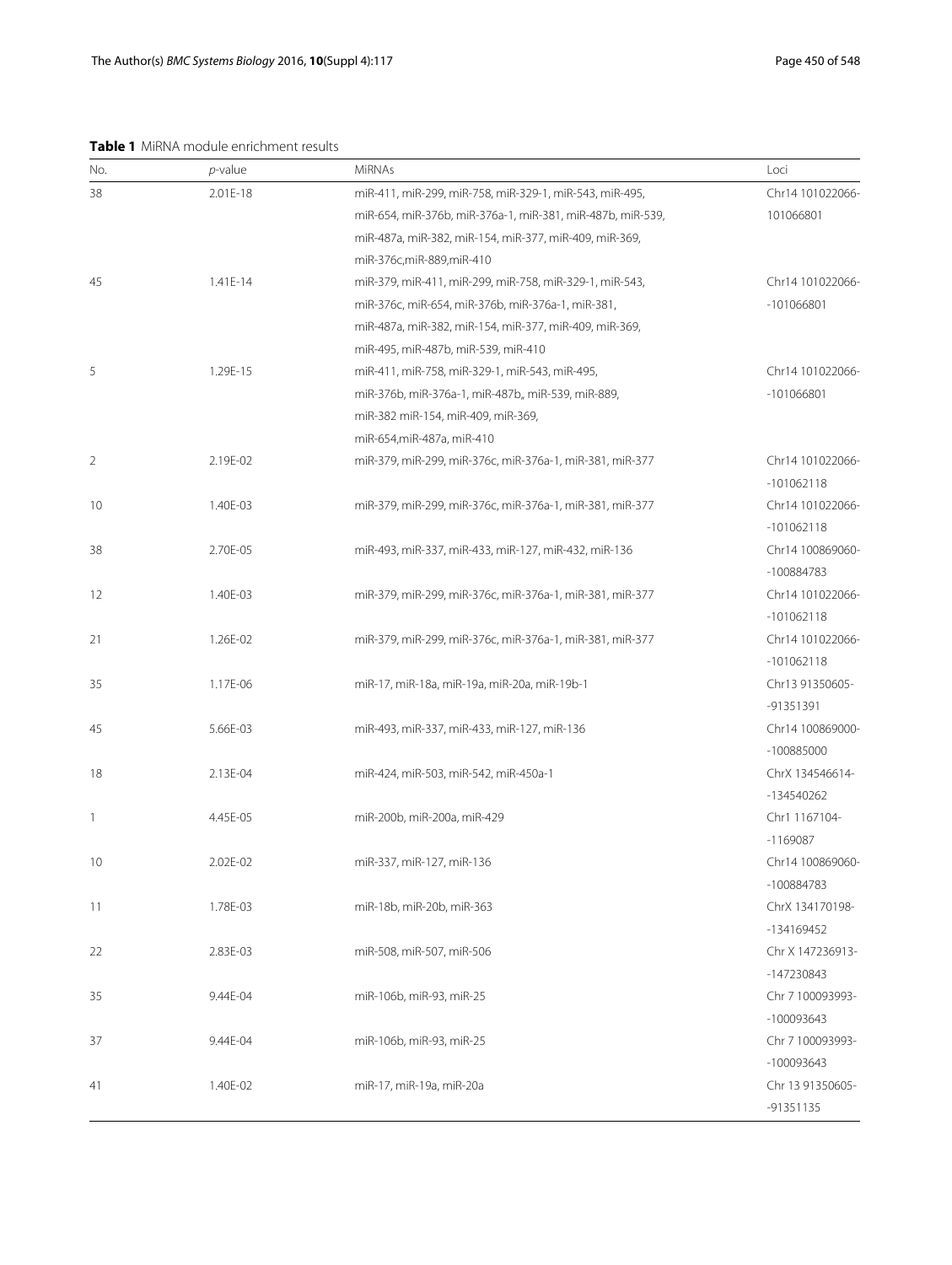**Table 1** MiRNA module enrichment results

| No. | *p*-value | MiRNAs | Loci |
|---|---|---|---|
| 38 | 2.01E-18 | miR-411, miR-299, miR-758, miR-329-1, miR-543, miR-495, miR-654, miR-376b, miR-376a-1, miR-381, miR-487b, miR-539, miR-487a, miR-382, miR-154, miR-377, miR-409, miR-369, miR-376c,miR-889,miR-410 | Chr14 101022066-101066801 |
| 45 | 1.41E-14 | miR-379, miR-411, miR-299, miR-758, miR-329-1, miR-543, miR-376c, miR-654, miR-376b, miR-376a-1, miR-381, miR-487a, miR-382, miR-154, miR-377, miR-409, miR-369, miR-495, miR-487b, miR-539, miR-410 | Chr14 101022066--101066801 |
| 5 | 1.29E-15 | miR-411, miR-758, miR-329-1, miR-543, miR-495, miR-376b, miR-376a-1, miR-487b,, miR-539, miR-889, miR-382 miR-154, miR-409, miR-369, miR-654,miR-487a, miR-410 | Chr14 101022066--101066801 |
| 2 | 2.19E-02 | miR-379, miR-299, miR-376c, miR-376a-1, miR-381, miR-377 | Chr14 101022066--101062118 |
| 10 | 1.40E-03 | miR-379, miR-299, miR-376c, miR-376a-1, miR-381, miR-377 | Chr14 101022066--101062118 |
| 38 | 2.70E-05 | miR-493, miR-337, miR-433, miR-127, miR-432, miR-136 | Chr14 100869060--100884783 |
| 12 | 1.40E-03 | miR-379, miR-299, miR-376c, miR-376a-1, miR-381, miR-377 | Chr14 101022066--101062118 |
| 21 | 1.26E-02 | miR-379, miR-299, miR-376c, miR-376a-1, miR-381, miR-377 | Chr14 101022066--101062118 |
| 35 | 1.17E-06 | miR-17, miR-18a, miR-19a, miR-20a, miR-19b-1 | Chr13 91350605--91351391 |
| 45 | 5.66E-03 | miR-493, miR-337, miR-433, miR-127, miR-136 | Chr14 100869000--100885000 |
| 18 | 2.13E-04 | miR-424, miR-503, miR-542, miR-450a-1 | ChrX 134546614--134540262 |
| 1 | 4.45E-05 | miR-200b, miR-200a, miR-429 | Chr1 1167104--1169087 |
| 10 | 2.02E-02 | miR-337, miR-127, miR-136 | Chr14 100869060--100884783 |
| 11 | 1.78E-03 | miR-18b, miR-20b, miR-363 | ChrX 134170198--134169452 |
| 22 | 2.83E-03 | miR-508, miR-507, miR-506 | Chr X 147236913--147230843 |
| 35 | 9.44E-04 | miR-106b, miR-93, miR-25 | Chr 7 100093993--100093643 |
| 37 | 9.44E-04 | miR-106b, miR-93, miR-25 | Chr 7 100093993--100093643 |
| 41 | 1.40E-02 | miR-17, miR-19a, miR-20a | Chr 13 91350605--91351135 |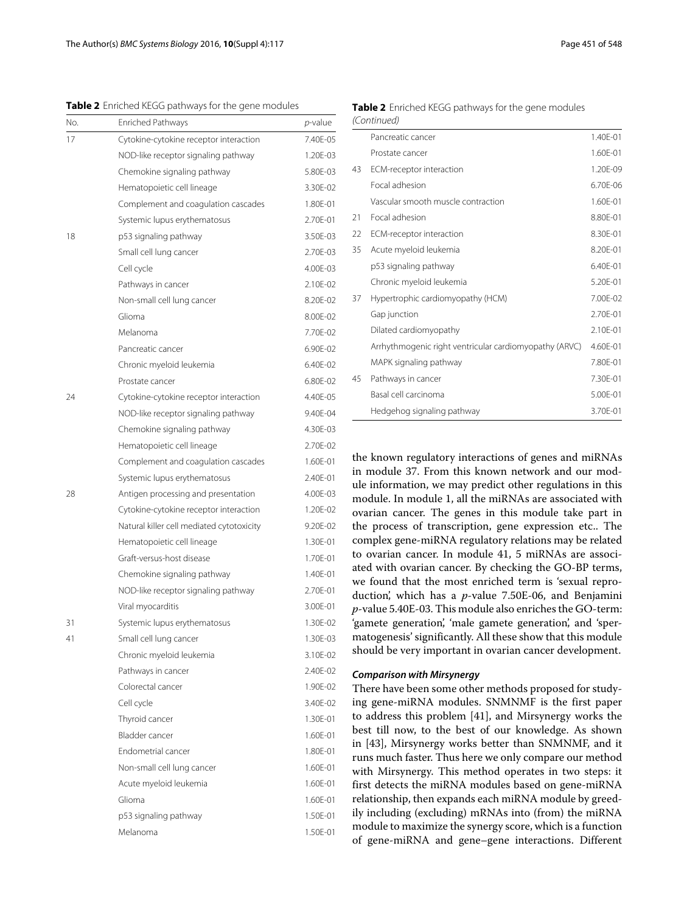**Table 2** Enriched KEGG pathways for the gene modules

| No. | Enriched Pathways | *p*-value |
|---|---|---|
| 17 | Cytokine-cytokine receptor interaction | 7.40E-05 |
| | NOD-like receptor signaling pathway | 1.20E-03 |
| | Chemokine signaling pathway | 5.80E-03 |
| | Hematopoietic cell lineage | 3.30E-02 |
| | Complement and coagulation cascades | 1.80E-01 |
| | Systemic lupus erythematosus | 2.70E-01 |
| 18 | p53 signaling pathway | 3.50E-03 |
| | Small cell lung cancer | 2.70E-03 |
| | Cell cycle | 4.00E-03 |
| | Pathways in cancer | 2.10E-02 |
| | Non-small cell lung cancer | 8.20E-02 |
| | Glioma | 8.00E-02 |
| | Melanoma | 7.70E-02 |
| | Pancreatic cancer | 6.90E-02 |
| | Chronic myeloid leukemia | 6.40E-02 |
| | Prostate cancer | 6.80E-02 |
| 24 | Cytokine-cytokine receptor interaction | 4.40E-05 |
| | NOD-like receptor signaling pathway | 9.40E-04 |
| | Chemokine signaling pathway | 4.30E-03 |
| | Hematopoietic cell lineage | 2.70E-02 |
| | Complement and coagulation cascades | 1.60E-01 |
| | Systemic lupus erythematosus | 2.40E-01 |
| 28 | Antigen processing and presentation | 4.00E-03 |
| | Cytokine-cytokine receptor interaction | 1.20E-02 |
| | Natural killer cell mediated cytotoxicity | 9.20E-02 |
| | Hematopoietic cell lineage | 1.30E-01 |
| | Graft-versus-host disease | 1.70E-01 |
| | Chemokine signaling pathway | 1.40E-01 |
| | NOD-like receptor signaling pathway | 2.70E-01 |
| | Viral myocarditis | 3.00E-01 |
| 31 | Systemic lupus erythematosus | 1.30E-02 |
| 41 | Small cell lung cancer | 1.30E-03 |
| | Chronic myeloid leukemia | 3.10E-02 |
| | Pathways in cancer | 2.40E-02 |
| | Colorectal cancer | 1.90E-02 |
| | Cell cycle | 3.40E-02 |
| | Thyroid cancer | 1.30E-01 |
| | Bladder cancer | 1.60E-01 |
| | Endometrial cancer | 1.80E-01 |
| | Non-small cell lung cancer | 1.60E-01 |
| | Acute myeloid leukemia | 1.60E-01 |
| | Glioma | 1.60E-01 |
| | p53 signaling pathway | 1.50E-01 |
| | Melanoma | 1.50E-01 |
| | Pancreatic cancer | 1.40E-01 |
| | Prostate cancer | 1.60E-01 |
| 43 | ECM-receptor interaction | 1.20E-09 |
| | Focal adhesion | 6.70E-06 |
| | Vascular smooth muscle contraction | 1.60E-01 |
| 21 | Focal adhesion | 8.80E-01 |
| 22 | ECM-receptor interaction | 8.30E-01 |
| 35 | Acute myeloid leukemia | 8.20E-01 |
| | p53 signaling pathway | 6.40E-01 |
| | Chronic myeloid leukemia | 5.20E-01 |
| 37 | Hypertrophic cardiomyopathy (HCM) | 7.00E-02 |
| | Gap junction | 2.70E-01 |
| | Dilated cardiomyopathy | 2.10E-01 |
| | Arrhythmogenic right ventricular cardiomyopathy (ARVC) | 4.60E-01 |
| | MAPK signaling pathway | 7.80E-01 |
| 45 | Pathways in cancer | 7.30E-01 |
| | Basal cell carcinoma | 5.00E-01 |
| | Hedgehog signaling pathway | 3.70E-01 |

the known regulatory interactions of genes and miRNAs in module 37. From this known network and our module information, we may predict other regulations in this module. In module 1, all the miRNAs are associated with ovarian cancer. The genes in this module take part in the process of transcription, gene expression etc.. The complex gene-miRNA regulatory relations may be related to ovarian cancer. In module 41, 5 miRNAs are associated with ovarian cancer. By checking the GO-BP terms, we found that the most enriched term is 'sexual reproduction', which has a $p$-value 7.50E-06, and Benjamini $p$-value 5.40E-03. This module also enriches the GO-term: 'gamete generation', 'male gamete generation', and 'spermatogenesis' significantly. All these show that this module should be very important in ovarian cancer development.

#### *Comparison with Mirsynergy*

There have been some other methods proposed for studying gene-miRNA modules. SNMNMF is the first paper to address this problem [41], and Mirsynergy works the best till now, to the best of our knowledge. As shown in [43], Mirsynergy works better than SNMNMF, and it runs much faster. Thus here we only compare our method with Mirsynergy. This method operates in two steps: it first detects the miRNA modules based on gene-miRNA relationship, then expands each miRNA module by greedily including (excluding) mRNAs into (from) the miRNA module to maximize the synergy score, which is a function of gene-miRNA and gene–gene interactions. Different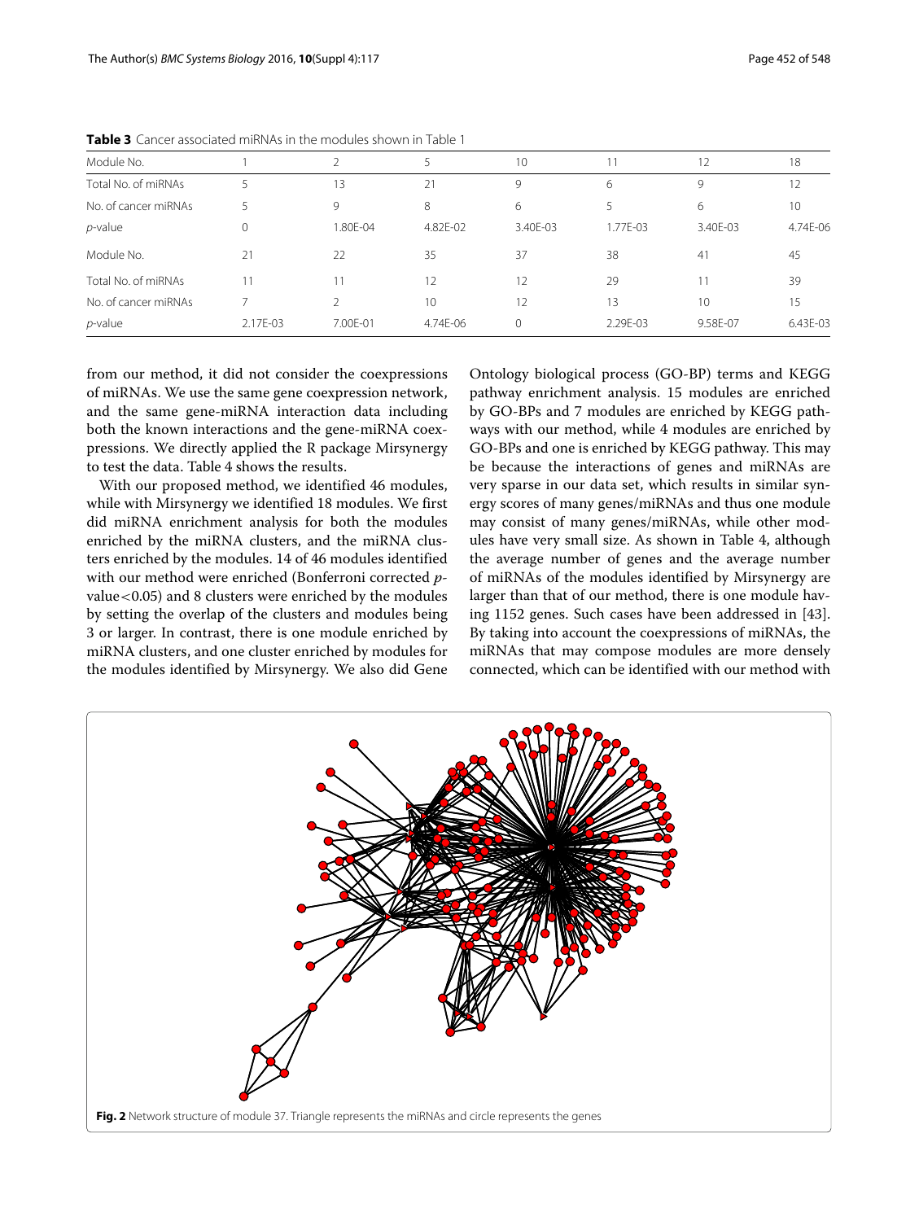**Table 3** Cancer associated miRNAs in the modules shown in Table 1

| Module No. | 1 | 2 | 5 | 10 | 11 | 12 | 18 |
|---|---|---|---|---|---|---|---|
| Total No. of miRNAs | 5 | 13 | 21 | 9 | 6 | 9 | 12 |
| No. of cancer miRNAs | 5 | 9 | 8 | 6 | 5 | 6 | 10 |
| *p*-value | 0 | 1.80E-04 | 4.82E-02 | 3.40E-03 | 1.77E-03 | 3.40E-03 | 4.74E-06 |
| Module No. | 21 | 22 | 35 | 37 | 38 | 41 | 45 |
| Total No. of miRNAs | 11 | 11 | 12 | 12 | 29 | 11 | 39 |
| No. of cancer miRNAs | 7 | 2 | 10 | 12 | 13 | 10 | 15 |
| *p*-value | 2.17E-03 | 7.00E-01 | 4.74E-06 | 0 | 2.29E-03 | 9.58E-07 | 6.43E-03 |

from our method, it did not consider the coexpressions of miRNAs. We use the same gene coexpression network, and the same gene-miRNA interaction data including both the known interactions and the gene-miRNA coexpressions. We directly applied the R package Mirsynergy to test the data. Table 4 shows the results.

With our proposed method, we identified 46 modules, while with Mirsynergy we identified 18 modules. We first did miRNA enrichment analysis for both the modules enriched by the miRNA clusters, and the miRNA clusters enriched by the modules. 14 of 46 modules identified with our method were enriched (Bonferroni corrected $p$-value$<0.05$) and 8 clusters were enriched by the modules by setting the overlap of the clusters and modules being 3 or larger. In contrast, there is one module enriched by miRNA clusters, and one cluster enriched by modules for the modules identified by Mirsynergy. We also did Gene Ontology biological process (GO-BP) terms and KEGG pathway enrichment analysis. 15 modules are enriched by GO-BPs and 7 modules are enriched by KEGG pathways with our method, while 4 modules are enriched by GO-BPs and one is enriched by KEGG pathway. This may be because the interactions of genes and miRNAs are very sparse in our data set, which results in similar synergy scores of many genes/miRNAs and thus one module may consist of many genes/miRNAs, while other modules have very small size. As shown in Table 4, although the average number of genes and the average number of miRNAs of the modules identified by Mirsynergy are larger than that of our method, there is one module having 1152 genes. Such cases have been addressed in [43]. By taking into account the coexpressions of miRNAs, the miRNAs that may compose modules are more densely connected, which can be identified with our method with

**Fig. 2** Network structure of module 37. Triangle represents the miRNAs and circle represents the genes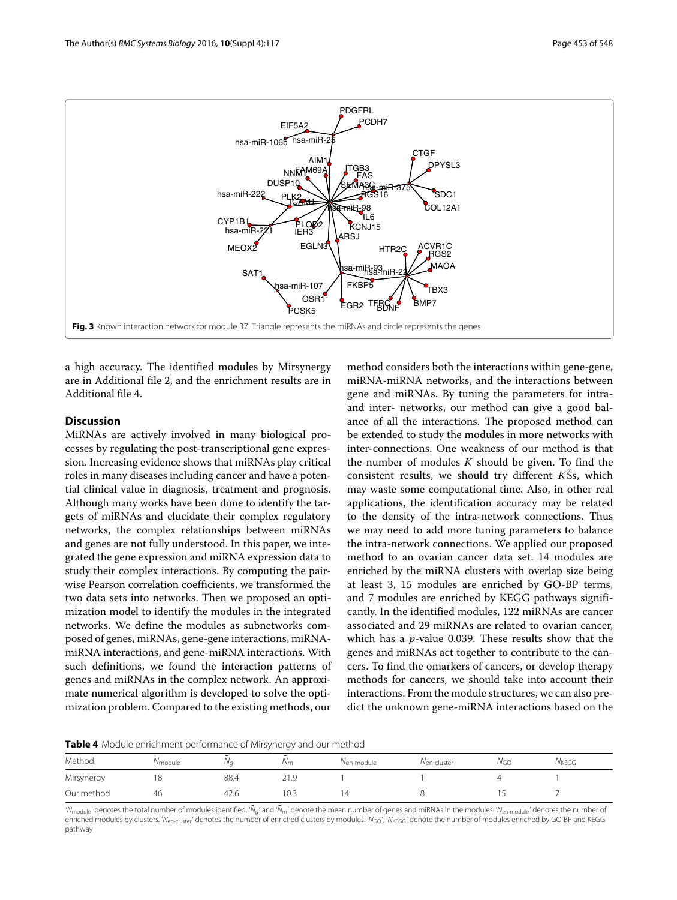**Fig. 3** Known interaction network for module 37. Triangle represents the miRNAs and circle represents the genes

a high accuracy. The identified modules by Mirsynergy are in Additional file 2, and the enrichment results are in Additional file 4.

## Discussion

MiRNAs are actively involved in many biological processes by regulating the post-transcriptional gene expression. Increasing evidence shows that miRNAs play critical roles in many diseases including cancer and have a potential clinical value in diagnosis, treatment and prognosis. Although many works have been done to identify the targets of miRNAs and elucidate their complex regulatory networks, the complex relationships between miRNAs and genes are not fully understood. In this paper, we integrated the gene expression and miRNA expression data to study their complex interactions. By computing the pairwise Pearson correlation coefficients, we transformed the two data sets into networks. Then we proposed an optimization model to identify the modules in the integrated networks. We define the modules as subnetworks composed of genes, miRNAs, gene-gene interactions, miRNA-miRNA interactions, and gene-miRNA interactions. With such definitions, we found the interaction patterns of genes and miRNAs in the complex network. An approximate numerical algorithm is developed to solve the optimization problem. Compared to the existing methods, our method considers both the interactions within gene-gene, miRNA-miRNA networks, and the interactions between gene and miRNAs. By tuning the parameters for intra- and inter- networks, our method can give a good balance of all the interactions. The proposed method can be extended to study the modules in more networks with inter-connections. One weakness of our method is that the number of modules $K$ should be given. To find the consistent results, we should try different $K$Šs, which may waste some computational time. Also, in other real applications, the identification accuracy may be related to the density of the intra-network connections. Thus we may need to add more tuning parameters to balance the intra-network connections. We applied our proposed method to an ovarian cancer data set. 14 modules are enriched by the miRNA clusters with overlap size being at least 3, 15 modules are enriched by GO-BP terms, and 7 modules are enriched by KEGG pathways significantly. In the identified modules, 122 miRNAs are cancer associated and 29 miRNAs are related to ovarian cancer, which has a $p$-value 0.039. These results show that the genes and miRNAs act together to contribute to the cancers. To find the omarkers of cancers, or develop therapy methods for cancers, we should take into account their interactions. From the module structures, we can also predict the unknown gene-miRNA interactions based on the

**Table 4** Module enrichment performance of Mirsynergy and our method

| Method | $N_{module}$ | $\bar{N}_g$ | $\bar{N}_m$ | $N_{en\text{-}module}$ | $N_{en\text{-}cluster}$ | $N_{GO}$ | $N_{KEGG}$ |
|---|---|---|---|---|---|---|---|
| Mirsynergy | 18 | 88.4 | 21.9 | 1 | 1 | 4 | 1 |
| Our method | 46 | 42.6 | 10.3 | 14 | 8 | 15 | 7 |

'$N_{module}$' denotes the total number of modules identified. '$\bar{N}_g$' and '$\bar{N}_m$' denote the mean number of genes and miRNAs in the modules. '$N_{en\text{-}module}$' denotes the number of enriched modules by clusters. '$N_{en\text{-}cluster}$' denotes the number of enriched clusters by modules. '$N_{GO}$', '$N_{KEGG}$' denote the number of modules enriched by GO-BP and KEGG pathway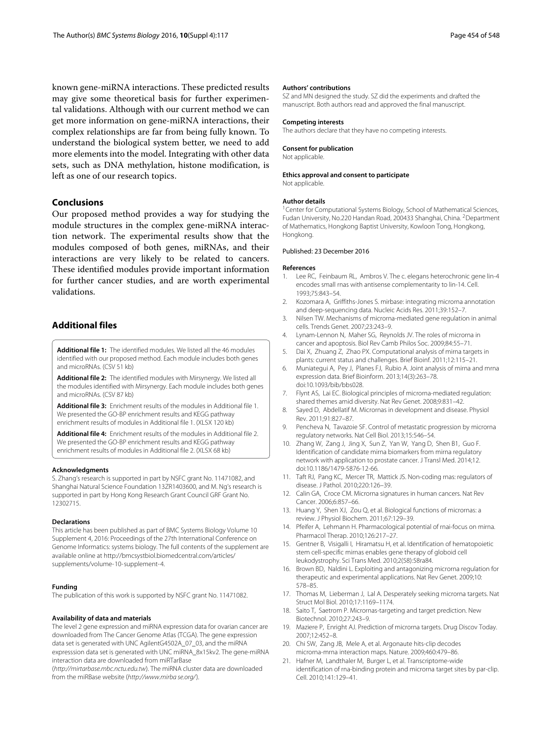known gene-miRNA interactions. These predicted results may give some theoretical basis for further experimental validations. Although with our current method we can get more information on gene-miRNA interactions, their complex relationships are far from being fully known. To understand the biological system better, we need to add more elements into the model. Integrating with other data sets, such as DNA methylation, histone modification, is left as one of our research topics.

## Conclusions

Our proposed method provides a way for studying the module structures in the complex gene-miRNA interaction network. The experimental results show that the modules composed of both genes, miRNAs, and their interactions are very likely to be related to cancers. These identified modules provide important information for further cancer studies, and are worth experimental validations.

## Additional files

**Additional file 1:** The identified modules. We listed all the 46 modules identified with our proposed method. Each module includes both genes and microRNAs. (CSV 51 kb)

**Additional file 2:** The identified modules with Mirsynergy. We listed all the modules identified with Mirsynergy. Each module includes both genes and microRNAs. (CSV 87 kb)

**Additional file 3:** Enrichment results of the modules in Additional file 1. We presented the GO-BP enrichment results and KEGG pathway enrichment results of modules in Additional file 1. (XLSX 120 kb)

**Additional file 4:** Enrichment results of the modules in Additional file 2. We presented the GO-BP enrichment results and KEGG pathway enrichment results of modules in Additional file 2. (XLSX 68 kb)

#### Acknowledgments

S. Zhang's research is supported in part by NSFC grant No. 11471082, and Shanghai Natural Science Foundation 13ZR1403600, and M. Ng's research is supported in part by Hong Kong Research Grant Council GRF Grant No. 12302715.

#### Declarations

This article has been published as part of BMC Systems Biology Volume 10 Supplement 4, 2016: Proceedings of the 27th International Conference on Genome Informatics: systems biology. The full contents of the supplement are available online at http://bmcsystbiol.biomedcentral.com/articles/supplements/volume-10-supplement-4.

#### Funding

The publication of this work is supported by NSFC grant No. 11471082.

#### Availability of data and materials

The level 2 gene expression and miRNA expression data for ovarian cancer are downloaded from The Cancer Genome Atlas (TCGA). The gene expression data set is generated with UNC AgilentG4502A_07_03, and the miRNA expresssion data set is generated with UNC miRNA_8x15kv2. The gene-miRNA interaction data are downloaded from miRTarBase (*http://mirtarbase.mbc.nctu.edu.tw*). The miRNA cluster data are downloaded from the miRBase website (*http://www.mirba se.org/*).

#### Authors' contributions

SZ and MN designed the study. SZ did the experiments and drafted the manuscript. Both authors read and approved the final manuscript.

#### Competing interests

The authors declare that they have no competing interests.

#### Consent for publication

Not applicable.

#### Ethics approval and consent to participate

Not applicable.

#### Author details

[1]Center for Computational Systems Biology, School of Mathematical Sciences, Fudan University, No.220 Handan Road, 200433 Shanghai, China. [2]Department of Mathematics, Hongkong Baptist University, Kowloon Tong, Hongkong, Hongkong.

Published: 23 December 2016

#### References

1. Lee RC, Feinbaum RL, Ambros V. The c. elegans heterochronic gene lin-4 encodes small rnas with antisense complementarity to lin-14. Cell. 1993;75:843–54.
2. Kozomara A, Griffiths-Jones S. mirbase: integrating microrna annotation and deep-sequencing data. Nucleic Acids Res. 2011;39:152–7.
3. Nilsen TW. Mechanisms of microrna-mediated gene regulation in animal cells. Trends Genet. 2007;23:243–9.
4. Lynam-Lennon N, Maher SG, Reynolds JV. The roles of microrna in cancer and apoptosis. Biol Rev Camb Philos Soc. 2009;84:55–71.
5. Dai X, Zhuang Z, Zhao PX. Computational analysis of mirna targets in plants: current status and challenges. Brief Bioinf. 2011;12:115–21.
6. Muniategui A, Pey J, Planes FJ, Rubio A. Joint analysis of mirna and mrna expression data. Brief Bioinform. 2013;14(3):263–78. doi:10.1093/bib/bbs028.
7. Flynt AS, Lai EC. Biological principles of microrna-mediated regulation: shared themes amid diversity. Nat Rev Genet. 2008;9:831–42.
8. Sayed D, Abdellatif M. Micrornas in development and disease. Physiol Rev. 2011;91:827–87.
9. Pencheva N, Tavazoie SF. Control of metastatic progression by microrna regulatory networks. Nat Cell Biol. 2013;15:546–54.
10. Zhang W, Zang J, Jing X, Sun Z, Yan W, Yang D, Shen B1, Guo F. Identification of candidate mirna biomarkers from mirna regulatory network with application to prostate cancer. J Transl Med. 2014;12. doi:10.1186/1479-5876-12-66.
11. Taft RJ, Pang KC, Mercer TR, Mattick JS. Non-coding rnas: regulators of disease. J Pathol. 2010;220:126–39.
12. Calin GA, Croce CM. Microrna signatures in human cancers. Nat Rev Cancer. 2006;6:857–66.
13. Huang Y, Shen XJ, Zou Q, et al. Biological functions of micrornas: a review. J Physiol Biochem. 2011;67:129–39.
14. Pfeifer A, Lehmann H. Pharmacological potential of rnai-focus on mirna. Pharmacol Therap. 2010;126:217–27.
15. Gentner B, Visigalli I, Hiramatsu H, et al. Identification of hematopoietic stem cell-specific mirnas enables gene therapy of globoid cell leukodystrophy. Sci Trans Med. 2010;2(58):58ra84.
16. Brown BD, Naldini L. Exploiting and antagonizing microrna regulation for therapeutic and experimental applications. Nat Rev Genet. 2009;10: 578–85.
17. Thomas M, Lieberman J, Lal A. Desperately seeking microrna targets. Nat Struct Mol Biol. 2010;17:1169–1174.
18. Saito T, Saetrom P. Micrornas-targeting and target prediction. New Biotechnol. 2010;27:243–9.
19. Maziere P, Enright AJ. Prediction of microrna targets. Drug Discov Today. 2007;12:452–8.
20. Chi SW, Zang JB, Mele A, et al. Argonaute hits-clip decodes microrna-mrna interaction maps. Nature. 2009;460:479–86.
21. Hafner M, Landthaler M, Burger L, et al. Transcriptome-wide identification of rna-binding protein and microrna target sites by par-clip. Cell. 2010;141:129–41.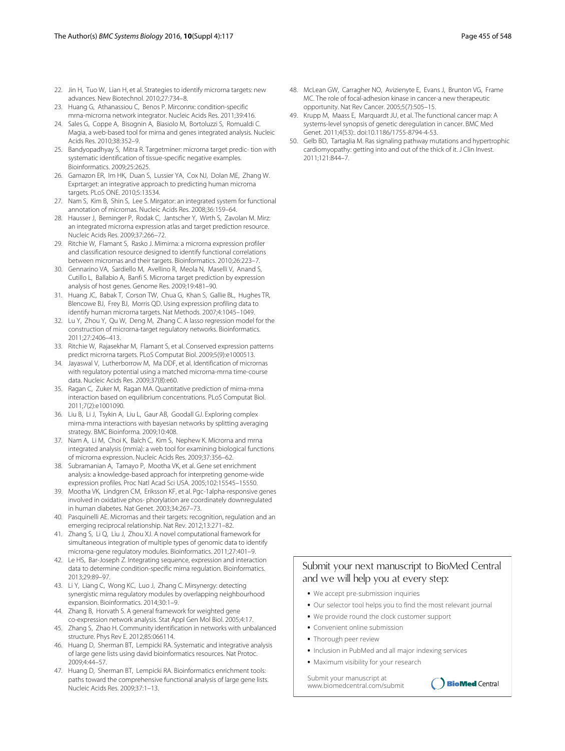22. Jin H, Tuo W, Lian H, et al. Strategies to identify microrna targets: new advances. New Biotechnol. 2010;27:734–8.
23. Huang G, Athanassiou C, Benos P. Mirconnx: condition-specific mrna-microrna network integrator. Nucleic Acids Res. 2011;39:416.
24. Sales G, Coppe A, Bisognin A, Biasiolo M, Bortoluzzi S, Romualdi C. Magia, a web-based tool for mirna and genes integrated analysis. Nucleic Acids Res. 2010;38:352–9.
25. Bandyopadhyay S, Mitra R. Targetminer: microrna target predic- tion with systematic identification of tissue-specific negative examples. Bioinformatics. 2009;25:2625.
26. Gamazon ER, Im HK, Duan S, Lussier YA, Cox NJ, Dolan ME, Zhang W. Exprtarget: an integrative approach to predicting human microrna targets. PLoS ONE. 2010;5:13534.
27. Nam S, Kim B, Shin S, Lee S. Mirgator: an integrated system for functional annotation of micrornas. Nucleic Acids Res. 2008;36:159–64.
28. Hausser J, Berninger P, Rodak C, Jantscher Y, Wirth S, Zavolan M. Mirz: an integrated microrna expression atlas and target prediction resource. Nucleic Acids Res. 2009;37:266–72.
29. Ritchie W, Flamant S, Rasko J. Mimirna: a microrna expression profiler and classification resource designed to identify functional correlations between micrornas and their targets. Bioinformatics. 2010;26:223–7.
30. Gennarino VA, Sardiello M, Avellino R, Meola N, Maselli V, Anand S, Cutillo L, Ballabio A, Banfi S. Microrna target prediction by expression analysis of host genes. Genome Res. 2009;19:481–90.
31. Huang JC, Babak T, Corson TW, Chua G, Khan S, Gallie BL, Hughes TR, Blencowe BJ, Frey BJ, Morris QD. Using expression profiling data to identify human microrna targets. Nat Methods. 2007;4:1045–1049.
32. Lu Y, Zhou Y, Qu W, Deng M, Zhang C. A lasso regression model for the construction of microrna-target regulatory networks. Bioinformatics. 2011;27:2406–413.
33. Ritchie W, Rajasekhar M, Flamant S, et al. Conserved expression patterns predict microrna targets. PLoS Computat Biol. 2009;5(9):e1000513.
34. Jayaswal V, Lutherborrow M, Ma DDF, et al. Identification of micrornas with regulatory potential using a matched microrna-mrna time-course data. Nucleic Acids Res. 2009;37(8):e60.
35. Ragan C, Zuker M, Ragan MA. Quantitative prediction of mirna-mrna interaction based on equilibrium concentrations. PLoS Computat Biol. 2011;7(2):e1001090.
36. Liu B, Li J, Tsykin A, Liu L, Gaur AB, Goodall GJ. Exploring complex mirna-mrna interactions with bayesian networks by splitting averaging strategy. BMC Bioinforma. 2009;10:408.
37. Nam A, Li M, Choi K, Balch C, Kim S, Nephew K. Microrna and mrna integrated analysis (mmia): a web tool for examining biological functions of microrna expression. Nucleic Acids Res. 2009;37:356–62.
38. Subramanian A, Tamayo P, Mootha VK, et al. Gene set enrichment analysis: a knowledge-based approach for interpreting genome-wide expression profiles. Proc Natl Acad Sci USA. 2005;102:15545–15550.
39. Mootha VK, Lindgren CM, Eriksson KF, et al. Pgc-1alpha-responsive genes involved in oxidative phos- phorylation are coordinately downregulated in human diabetes. Nat Genet. 2003;34:267–73.
40. Pasquinelli AE. Micrornas and their targets: recognition, regulation and an emerging reciprocal relationship. Nat Rev. 2012;13:271–82.
41. Zhang S, Li Q, Liu J, Zhou XJ. A novel computational framework for simultaneous integration of multiple types of genomic data to identify microrna-gene regulatory modules. Bioinformatics. 2011;27:401–9.
42. Le HS, Bar-Joseph Z. Integrating sequence, expression and interaction data to determine condition-specific mirna regulation. Bioinformatics. 2013;29:89–97.
43. Li Y, Liang C, Wong KC, Luo J, Zhang C. Mirsynergy: detecting synergistic mirna regulatory modules by overlapping neighbourhood expansion. Bioinformatics. 2014;30:1–9.
44. Zhang B, Horvath S. A general framework for weighted gene co-expression network analysis. Stat Appl Gen Mol Biol. 2005;4:17.
45. Zhang S, Zhao H. Community identification in networks with unbalanced structure. Phys Rev E. 2012;85:066114.
46. Huang D, Sherman BT, Lempicki RA. Systematic and integrative analysis of large gene lists using david bioinformatics resources. Nat Protoc. 2009;4:44–57.
47. Huang D, Sherman BT, Lempicki RA. Bioinformatics enrichment tools: paths toward the comprehensive functional analysis of large gene lists. Nucleic Acids Res. 2009;37:1–13.
48. McLean GW, Carragher NO, Avizienyte E, Evans J, Brunton VG, Frame MC. The role of focal-adhesion kinase in cancer-a new therapeutic opportunity. Nat Rev Cancer. 2005;5(7):505–15.
49. Krupp M, Maass E, Marquardt JU, et al. The functional cancer map: A systems-level synopsis of genetic deregulation in cancer. BMC Med Genet. 2011;4(53):. doi:10.1186/1755-8794-4-53.
50. Gelb BD, Tartaglia M. Ras signaling pathway mutations and hypertrophic cardiomyopathy: getting into and out of the thick of it. J Clin Invest. 2011;121:844–7.

Submit your next manuscript to BioMed Central and we will help you at every step:

- We accept pre-submission inquiries
- Our selector tool helps you to find the most relevant journal
- We provide round the clock customer support
- Convenient online submission
- Thorough peer review
- Inclusion in PubMed and all major indexing services
- Maximum visibility for your research

Submit your manuscript at
www.biomedcentral.com/submit

BioMed Central